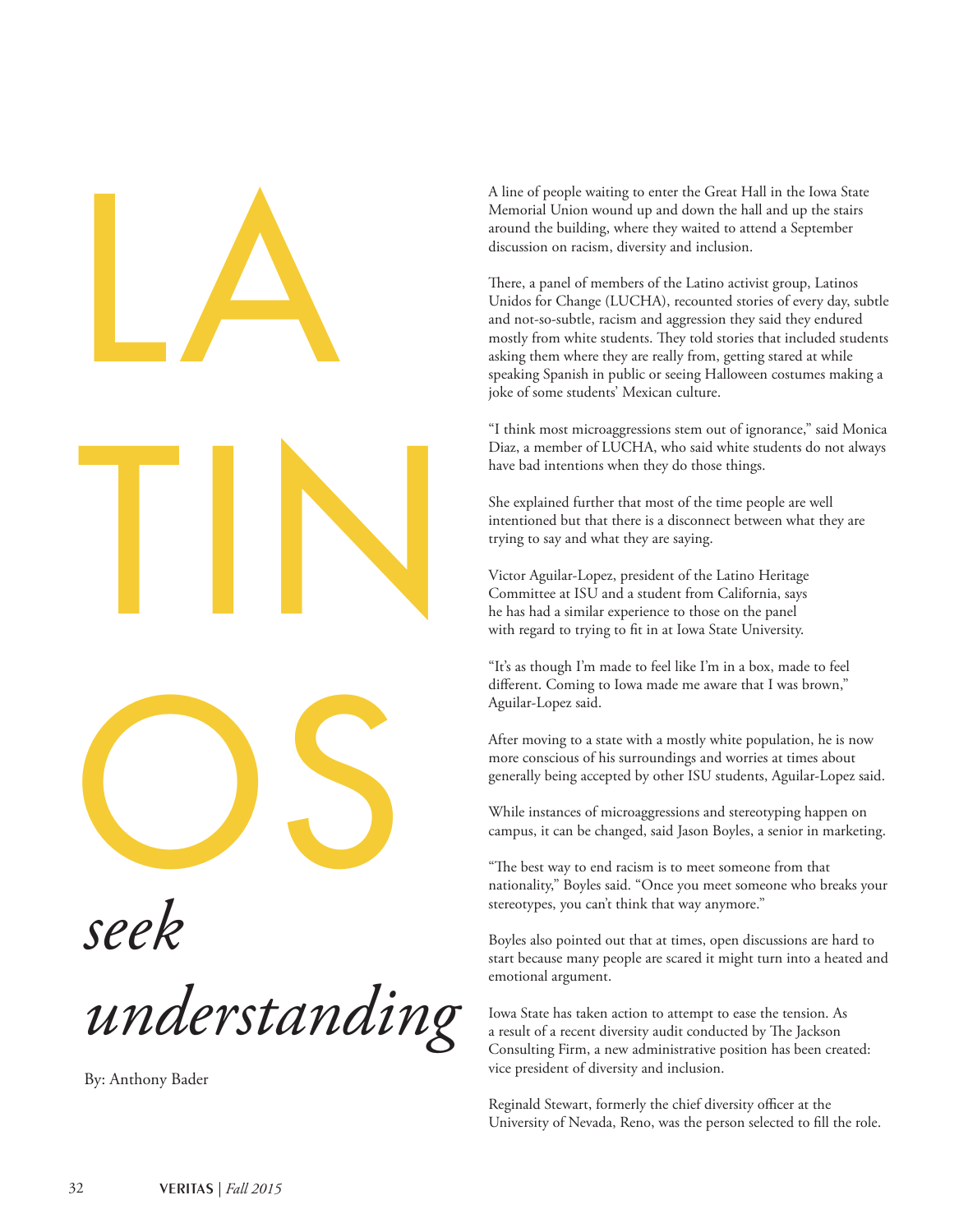# LATINOS *seek understanding*

By: Anthony Bader

A line of people waiting to enter the Great Hall in the Iowa State Memorial Union wound up and down the hall and up the stairs around the building, where they waited to attend a September discussion on racism, diversity and inclusion.

There, a panel of members of the Latino activist group, Latinos Unidos for Change (LUCHA), recounted stories of every day, subtle and not-so-subtle, racism and aggression they said they endured mostly from white students. They told stories that included students asking them where they are really from, getting stared at while speaking Spanish in public or seeing Halloween costumes making a joke of some students' Mexican culture.

"I think most microaggressions stem out of ignorance," said Monica Diaz, a member of LUCHA, who said white students do not always have bad intentions when they do those things.

She explained further that most of the time people are well intentioned but that there is a disconnect between what they are trying to say and what they are saying.

Victor Aguilar-Lopez, president of the Latino Heritage Committee at ISU and a student from California, says he has had a similar experience to those on the panel with regard to trying to fit in at Iowa State University.

"It's as though I'm made to feel like I'm in a box, made to feel different. Coming to Iowa made me aware that I was brown," Aguilar-Lopez said.

After moving to a state with a mostly white population, he is now more conscious of his surroundings and worries at times about generally being accepted by other ISU students, Aguilar-Lopez said.

While instances of microaggressions and stereotyping happen on campus, it can be changed, said Jason Boyles, a senior in marketing.

"The best way to end racism is to meet someone from that nationality," Boyles said. "Once you meet someone who breaks your stereotypes, you can't think that way anymore."

Boyles also pointed out that at times, open discussions are hard to start because many people are scared it might turn into a heated and emotional argument.

Iowa State has taken action to attempt to ease the tension. As a result of a recent diversity audit conducted by The Jackson Consulting Firm, a new administrative position has been created: vice president of diversity and inclusion.

Reginald Stewart, formerly the chief diversity officer at the University of Nevada, Reno, was the person selected to fill the role.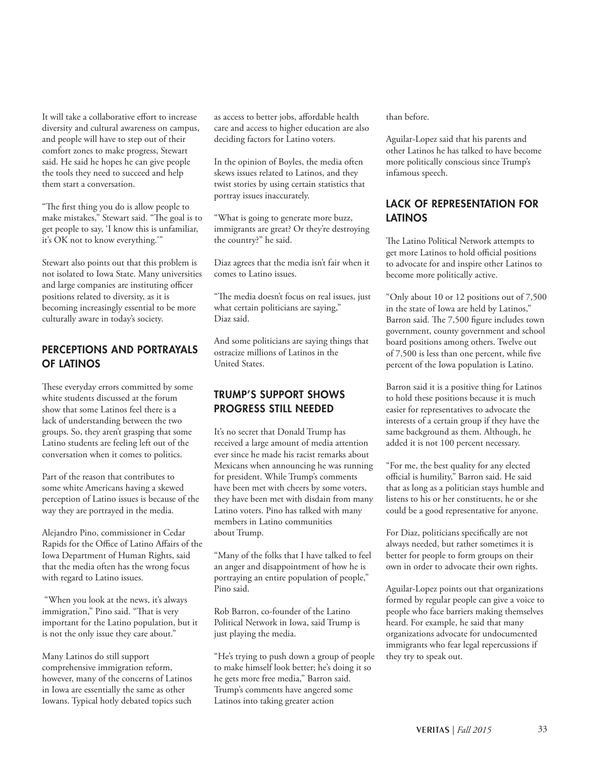It will take a collaborative effort to increase diversity and cultural awareness on campus, and people will have to step out of their comfort zones to make progress, Stewart said. He said he hopes he can give people the tools they need to succeed and help them start a conversation.

"The first thing you do is allow people to make mistakes," Stewart said. "The goal is to get people to say, 'I know this is unfamiliar, it's OK not to know everything.'"

Stewart also points out that this problem is not isolated to Iowa State. Many universities and large companies are instituting officer positions related to diversity, as it is becoming increasingly essential to be more culturally aware in today's society.

## PERCEPTIONS AND PORTRAYALS OF LATINOS

These everyday errors committed by some white students discussed at the forum show that some Latinos feel there is a lack of understanding between the two groups. So, they aren't grasping that some Latino students are feeling left out of the conversation when it comes to politics.

Part of the reason that contributes to some white Americans having a skewed perception of Latino issues is because of the way they are portrayed in the media.

Alejandro Pino, commissioner in Cedar Rapids for the Office of Latino Affairs of the Iowa Department of Human Rights, said that the media often has the wrong focus with regard to Latino issues.

"When you look at the news, it's always immigration," Pino said. "That is very important for the Latino population, but it is not the only issue they care about."

Many Latinos do still support comprehensive immigration reform, however, many of the concerns of Latinos in Iowa are essentially the same as other Iowans. Typical hotly debated topics such as access to better jobs, affordable health care and access to higher education are also deciding factors for Latino voters.

In the opinion of Boyles, the media often skews issues related to Latinos, and they twist stories by using certain statistics that portray issues inaccurately.

"What is going to generate more buzz, immigrants are great? Or they're destroying the country?" he said.

Diaz agrees that the media isn't fair when it comes to Latino issues.

"The media doesn't focus on real issues, just what certain politicians are saying," Diaz said.

And some politicians are saying things that ostracize millions of Latinos in the United States.

## TRUMP'S SUPPORT SHOWS PROGRESS STILL NEEDED

It's no secret that Donald Trump has received a large amount of media attention ever since he made his racist remarks about Mexicans when announcing he was running for president. While Trump's comments have been met with cheers by some voters, they have been met with disdain from many Latino voters. Pino has talked with many members in Latino communities about Trump.

"Many of the folks that I have talked to feel an anger and disappointment of how he is portraying an entire population of people," Pino said.

Rob Barron, co-founder of the Latino Political Network in Iowa, said Trump is just playing the media.

"He's trying to push down a group of people to make himself look better; he's doing it so he gets more free media," Barron said. Trump's comments have angered some Latinos into taking greater action than before.

Aguilar-Lopez said that his parents and other Latinos he has talked to have become more politically conscious since Trump's infamous speech.

## LACK OF REPRESENTATION FOR LATINOS

The Latino Political Network attempts to get more Latinos to hold official positions to advocate for and inspire other Latinos to become more politically active.

"Only about 10 or 12 positions out of 7,500 in the state of Iowa are held by Latinos," Barron said. The 7,500 figure includes town government, county government and school board positions among others. Twelve out of 7,500 is less than one percent, while five percent of the Iowa population is Latino.

Barron said it is a positive thing for Latinos to hold these positions because it is much easier for representatives to advocate the interests of a certain group if they have the same background as them. Although, he added it is not 100 percent necessary.

"For me, the best quality for any elected official is humility," Barron said. He said that as long as a politician stays humble and listens to his or her constituents, he or she could be a good representative for anyone.

For Diaz, politicians specifically are not always needed, but rather sometimes it is better for people to form groups on their own in order to advocate their own rights.

Aguilar-Lopez points out that organizations formed by regular people can give a voice to people who face barriers making themselves heard. For example, he said that many organizations advocate for undocumented immigrants who fear legal repercussions if they try to speak out.